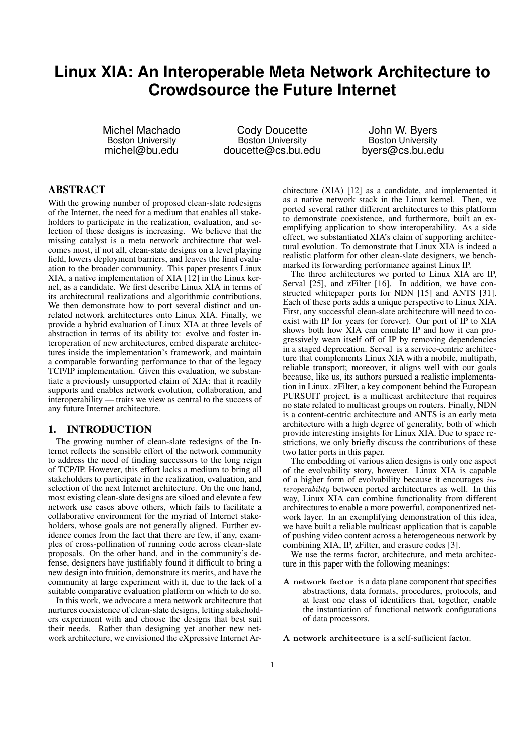# Linux XIA: An Interoperable Meta Network Architecture to Crowdsource the Future Internet

Michel Machado
Boston University
michel@bu.edu

Cody Doucette
Boston University
doucette@cs.bu.edu

John W. Byers
Boston University
byers@cs.bu.edu

## ABSTRACT

With the growing number of proposed clean-slate redesigns of the Internet, the need for a medium that enables all stakeholders to participate in the realization, evaluation, and selection of these designs is increasing. We believe that the missing catalyst is a meta network architecture that welcomes most, if not all, clean-state designs on a level playing field, lowers deployment barriers, and leaves the final evaluation to the broader community. This paper presents Linux XIA, a native implementation of XIA [12] in the Linux kernel, as a candidate. We first describe Linux XIA in terms of its architectural realizations and algorithmic contributions. We then demonstrate how to port several distinct and unrelated network architectures onto Linux XIA. Finally, we provide a hybrid evaluation of Linux XIA at three levels of abstraction in terms of its ability to: evolve and foster interoperation of new architectures, embed disparate architectures inside the implementation's framework, and maintain a comparable forwarding performance to that of the legacy TCP/IP implementation. Given this evaluation, we substantiate a previously unsupported claim of XIA: that it readily supports and enables network evolution, collaboration, and interoperability — traits we view as central to the success of any future Internet architecture.

## 1. INTRODUCTION

The growing number of clean-slate redesigns of the Internet reflects the sensible effort of the network community to address the need of finding successors to the long reign of TCP/IP. However, this effort lacks a medium to bring all stakeholders to participate in the realization, evaluation, and selection of the next Internet architecture. On the one hand, most existing clean-slate designs are siloed and elevate a few network use cases above others, which fails to facilitate a collaborative environment for the myriad of Internet stakeholders, whose goals are not generally aligned. Further evidence comes from the fact that there are few, if any, examples of cross-pollination of running code across clean-slate proposals. On the other hand, and in the community's defense, designers have justifiably found it difficult to bring a new design into fruition, demonstrate its merits, and have the community at large experiment with it, due to the lack of a suitable comparative evaluation platform on which to do so.

In this work, we advocate a meta network architecture that nurtures coexistence of clean-slate designs, letting stakeholders experiment with and choose the designs that best suit their needs. Rather than designing yet another new network architecture, we envisioned the eXpressive Internet Architecture (XIA) [12] as a candidate, and implemented it as a native network stack in the Linux kernel. Then, we ported several rather different architectures to this platform to demonstrate coexistence, and furthermore, built an exemplifying application to show interoperability. As a side effect, we substantiated XIA's claim of supporting architectural evolution. To demonstrate that Linux XIA is indeed a realistic platform for other clean-slate designers, we benchmarked its forwarding performance against Linux IP.

The three architectures we ported to Linux XIA are IP, Serval [25], and zFilter [16]. In addition, we have constructed whitepaper ports for NDN [15] and ANTS [31]. Each of these ports adds a unique perspective to Linux XIA. First, any successful clean-slate architecture will need to coexist with IP for years (or forever). Our port of IP to XIA shows both how XIA can emulate IP and how it can progressively wean itself off of IP by removing dependencies in a staged deprecation. Serval is a service-centric architecture that complements Linux XIA with a mobile, multipath, reliable transport; moreover, it aligns well with our goals because, like us, its authors pursued a realistic implementation in Linux. zFilter, a key component behind the European PURSUIT project, is a multicast architecture that requires no state related to multicast groups on routers. Finally, NDN is a content-centric architecture and ANTS is an early meta architecture with a high degree of generality, both of which provide interesting insights for Linux XIA. Due to space restrictions, we only briefly discuss the contributions of these two latter ports in this paper.

The embedding of various alien designs is only one aspect of the evolvability story, however. Linux XIA is capable of a higher form of evolvability because it encourages *interoperability* between ported architectures as well. In this way, Linux XIA can combine functionality from different architectures to enable a more powerful, componentized network layer. In an exemplifying demonstration of this idea, we have built a reliable multicast application that is capable of pushing video content across a heterogeneous network by combining XIA, IP, zFilter, and erasure codes [3].

We use the terms factor, architecture, and meta architecture in this paper with the following meanings:

**A network factor** is a data plane component that specifies abstractions, data formats, procedures, protocols, and at least one class of identifiers that, together, enable the instantiation of functional network configurations of data processors.

**A network architecture** is a self-sufficient factor.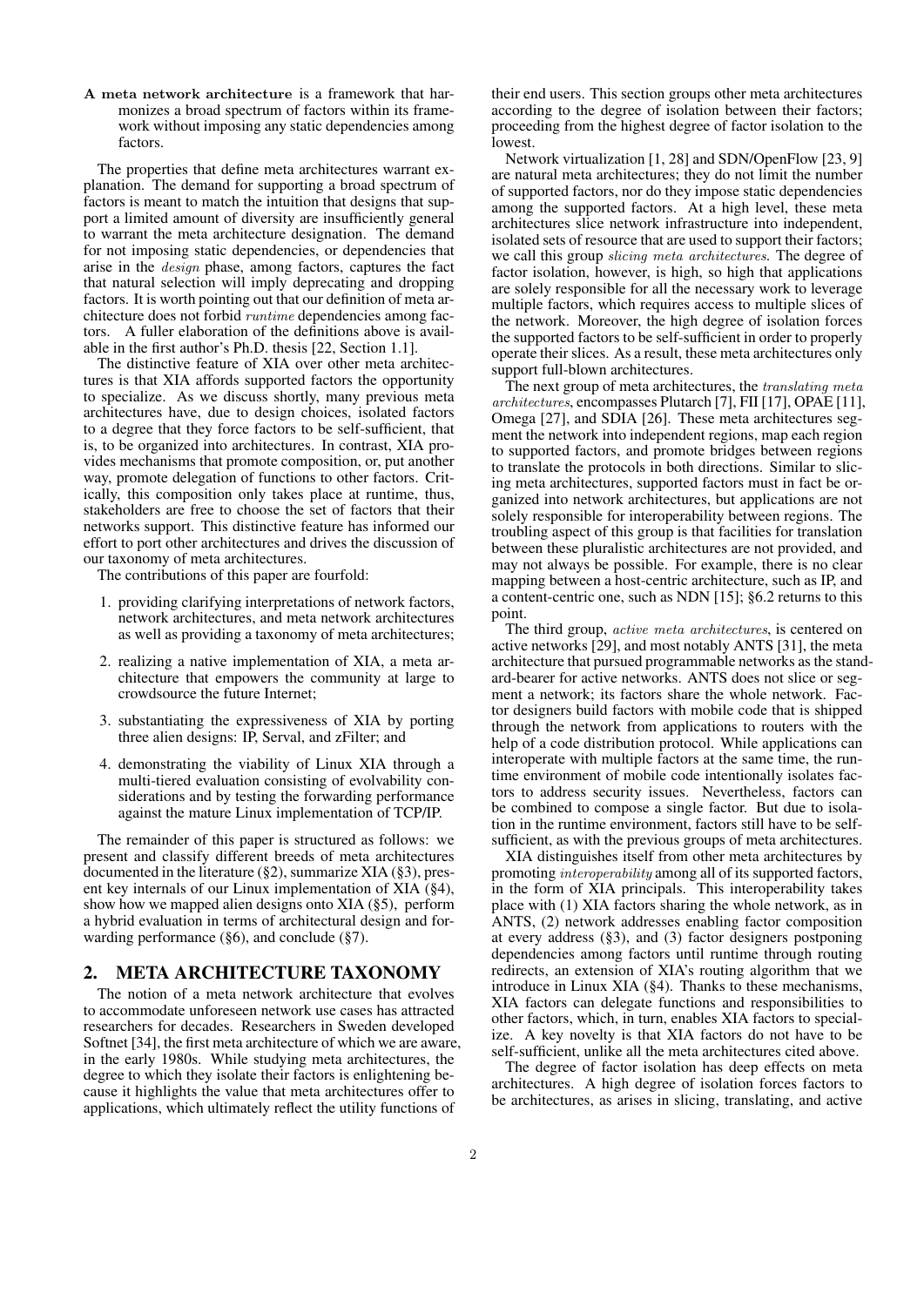**A meta network architecture** is a framework that harmonizes a broad spectrum of factors within its framework without imposing any static dependencies among factors.

The properties that define meta architectures warrant explanation. The demand for supporting a broad spectrum of factors is meant to match the intuition that designs that support a limited amount of diversity are insufficiently general to warrant the meta architecture designation. The demand for not imposing static dependencies, or dependencies that arise in the *design* phase, among factors, captures the fact that natural selection will imply deprecating and dropping factors. It is worth pointing out that our definition of meta architecture does not forbid *runtime* dependencies among factors. A fuller elaboration of the definitions above is available in the first author's Ph.D. thesis [22, Section 1.1].

The distinctive feature of XIA over other meta architectures is that XIA affords supported factors the opportunity to specialize. As we discuss shortly, many previous meta architectures have, due to design choices, isolated factors to a degree that they force factors to be self-sufficient, that is, to be organized into architectures. In contrast, XIA provides mechanisms that promote composition, or, put another way, promote delegation of functions to other factors. Critically, this composition only takes place at runtime, thus, stakeholders are free to choose the set of factors that their networks support. This distinctive feature has informed our effort to port other architectures and drives the discussion of our taxonomy of meta architectures.

The contributions of this paper are fourfold:

1. providing clarifying interpretations of network factors, network architectures, and meta network architectures as well as providing a taxonomy of meta architectures;
2. realizing a native implementation of XIA, a meta architecture that empowers the community at large to crowdsource the future Internet;
3. substantiating the expressiveness of XIA by porting three alien designs: IP, Serval, and zFilter; and
4. demonstrating the viability of Linux XIA through a multi-tiered evaluation consisting of evolvability considerations and by testing the forwarding performance against the mature Linux implementation of TCP/IP.

The remainder of this paper is structured as follows: we present and classify different breeds of meta architectures documented in the literature (§2), summarize XIA (§3), present key internals of our Linux implementation of XIA (§4), show how we mapped alien designs onto XIA (§5), perform a hybrid evaluation in terms of architectural design and forwarding performance (§6), and conclude (§7).

## 2. META ARCHITECTURE TAXONOMY

The notion of a meta network architecture that evolves to accommodate unforeseen network use cases has attracted researchers for decades. Researchers in Sweden developed Softnet [34], the first meta architecture of which we are aware, in the early 1980s. While studying meta architectures, the degree to which they isolate their factors is enlightening because it highlights the value that meta architectures offer to applications, which ultimately reflect the utility functions of their end users. This section groups other meta architectures according to the degree of isolation between their factors; proceeding from the highest degree of factor isolation to the lowest.

Network virtualization [1, 28] and SDN/OpenFlow [23, 9] are natural meta architectures; they do not limit the number of supported factors, nor do they impose static dependencies among the supported factors. At a high level, these meta architectures slice network infrastructure into independent, isolated sets of resource that are used to support their factors; we call this group *slicing meta architectures*. The degree of factor isolation, however, is high, so high that applications are solely responsible for all the necessary work to leverage multiple factors, which requires access to multiple slices of the network. Moreover, the high degree of isolation forces the supported factors to be self-sufficient in order to properly operate their slices. As a result, these meta architectures only support full-blown architectures.

The next group of meta architectures, the *translating meta architectures*, encompasses Plutarch [7], FII [17], OPAE [11], Omega [27], and SDIA [26]. These meta architectures segment the network into independent regions, map each region to supported factors, and promote bridges between regions to translate the protocols in both directions. Similar to slicing meta architectures, supported factors must in fact be organized into network architectures, but applications are not solely responsible for interoperability between regions. The troubling aspect of this group is that facilities for translation between these pluralistic architectures are not provided, and may not always be possible. For example, there is no clear mapping between a host-centric architecture, such as IP, and a content-centric one, such as NDN [15]; §6.2 returns to this point.

The third group, *active meta architectures*, is centered on active networks [29], and most notably ANTS [31], the meta architecture that pursued programmable networks as the standard-bearer for active networks. ANTS does not slice or segment a network; its factors share the whole network. Factor designers build factors with mobile code that is shipped through the network from applications to routers with the help of a code distribution protocol. While applications can interoperate with multiple factors at the same time, the runtime environment of mobile code intentionally isolates factors to address security issues. Nevertheless, factors can be combined to compose a single factor. But due to isolation in the runtime environment, factors still have to be self-sufficient, as with the previous groups of meta architectures.

XIA distinguishes itself from other meta architectures by promoting *interoperability* among all of its supported factors, in the form of XIA principals. This interoperability takes place with (1) XIA factors sharing the whole network, as in ANTS, (2) network addresses enabling factor composition at every address (§3), and (3) factor designers postponing dependencies among factors until runtime through routing redirects, an extension of XIA's routing algorithm that we introduce in Linux XIA (§4). Thanks to these mechanisms, XIA factors can delegate functions and responsibilities to other factors, which, in turn, enables XIA factors to specialize. A key novelty is that XIA factors do not have to be self-sufficient, unlike all the meta architectures cited above.

The degree of factor isolation has deep effects on meta architectures. A high degree of isolation forces factors to be architectures, as arises in slicing, translating, and active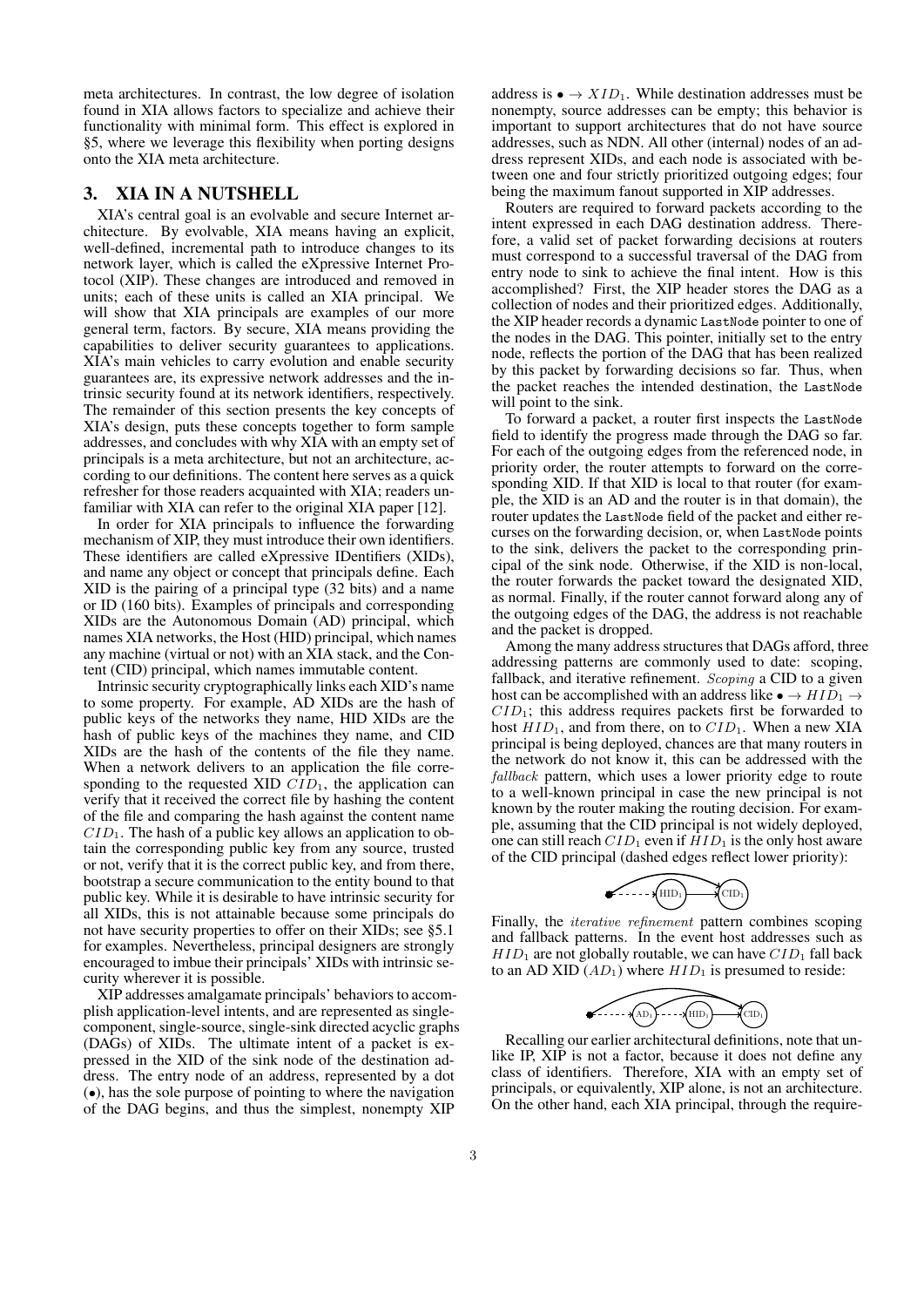meta architectures. In contrast, the low degree of isolation found in XIA allows factors to specialize and achieve their functionality with minimal form. This effect is explored in §5, where we leverage this flexibility when porting designs onto the XIA meta architecture.

## 3. XIA IN A NUTSHELL

XIA's central goal is an evolvable and secure Internet architecture. By evolvable, XIA means having an explicit, well-defined, incremental path to introduce changes to its network layer, which is called the eXpressive Internet Protocol (XIP). These changes are introduced and removed in units; each of these units is called an XIA principal. We will show that XIA principals are examples of our more general term, factors. By secure, XIA means providing the capabilities to deliver security guarantees to applications. XIA's main vehicles to carry evolution and enable security guarantees are, its expressive network addresses and the intrinsic security found at its network identifiers, respectively. The remainder of this section presents the key concepts of XIA's design, puts these concepts together to form sample addresses, and concludes with why XIA with an empty set of principals is a meta architecture, but not an architecture, according to our definitions. The content here serves as a quick refresher for those readers acquainted with XIA; readers unfamiliar with XIA can refer to the original XIA paper [12].

In order for XIA principals to influence the forwarding mechanism of XIP, they must introduce their own identifiers. These identifiers are called eXpressive IDentifiers (XIDs), and name any object or concept that principals define. Each XID is the pairing of a principal type (32 bits) and a name or ID (160 bits). Examples of principals and corresponding XIDs are the Autonomous Domain (AD) principal, which names XIA networks, the Host (HID) principal, which names any machine (virtual or not) with an XIA stack, and the Content (CID) principal, which names immutable content.

Intrinsic security cryptographically links each XID's name to some property. For example, AD XIDs are the hash of public keys of the networks they name, HID XIDs are the hash of public keys of the machines they name, and CID XIDs are the hash of the contents of the file they name. When a network delivers to an application the file corresponding to the requested XID $CID_1$, the application can verify that it received the correct file by hashing the content of the file and comparing the hash against the content name $CID_1$. The hash of a public key allows an application to obtain the corresponding public key from any source, trusted or not, verify that it is the correct public key, and from there, bootstrap a secure communication to the entity bound to that public key. While it is desirable to have intrinsic security for all XIDs, this is not attainable because some principals do not have security properties to offer on their XIDs; see §5.1 for examples. Nevertheless, principal designers are strongly encouraged to imbue their principals' XIDs with intrinsic security wherever it is possible.

XIP addresses amalgamate principals' behaviors to accomplish application-level intents, and are represented as single-component, single-source, single-sink directed acyclic graphs (DAGs) of XIDs. The ultimate intent of a packet is expressed in the XID of the sink node of the destination address. The entry node of an address, represented by a dot ($\bullet$), has the sole purpose of pointing to where the navigation of the DAG begins, and thus the simplest, nonempty XIP address is $\bullet \rightarrow XID_1$. While destination addresses must be nonempty, source addresses can be empty; this behavior is important to support architectures that do not have source addresses, such as NDN. All other (internal) nodes of an address represent XIDs, and each node is associated with between one and four strictly prioritized outgoing edges; four being the maximum fanout supported in XIP addresses.

Routers are required to forward packets according to the intent expressed in each DAG destination address. Therefore, a valid set of packet forwarding decisions at routers must correspond to a successful traversal of the DAG from entry node to sink to achieve the final intent. How is this accomplished? First, the XIP header stores the DAG as a collection of nodes and their prioritized edges. Additionally, the XIP header records a dynamic `LastNode` pointer to one of the nodes in the DAG. This pointer, initially set to the entry node, reflects the portion of the DAG that has been realized by this packet by forwarding decisions so far. Thus, when the packet reaches the intended destination, the `LastNode` will point to the sink.

To forward a packet, a router first inspects the `LastNode` field to identify the progress made through the DAG so far. For each of the outgoing edges from the referenced node, in priority order, the router attempts to forward on the corresponding XID. If that XID is local to that router (for example, the XID is an AD and the router is in that domain), the router updates the `LastNode` field of the packet and either recurses on the forwarding decision, or, when `LastNode` points to the sink, delivers the packet to the corresponding principal of the sink node. Otherwise, if the XID is non-local, the router forwards the packet toward the designated XID, as normal. Finally, if the router cannot forward along any of the outgoing edges of the DAG, the address is not reachable and the packet is dropped.

Among the many address structures that DAGs afford, three addressing patterns are commonly used to date: scoping, fallback, and iterative refinement. *Scoping* a CID to a given host can be accomplished with an address like $\bullet \rightarrow HID_1 \rightarrow CID_1$; this address requires packets first be forwarded to host $HID_1$, and from there, on to $CID_1$. When a new XIA principal is being deployed, chances are that many routers in the network do not know it, this can be addressed with the *fallback* pattern, which uses a lower priority edge to route to a well-known principal in case the new principal is not known by the router making the routing decision. For example, assuming that the CID principal is not widely deployed, one can still reach $CID_1$ even if $HID_1$ is the only host aware of the CID principal (dashed edges reflect lower priority):

Finally, the *iterative refinement* pattern combines scoping and fallback patterns. In the event host addresses such as $HID_1$ are not globally routable, we can have $CID_1$ fall back to an AD XID ($AD_1$) where $HID_1$ is presumed to reside:

Recalling our earlier architectural definitions, note that unlike IP, XIP is not a factor, because it does not define any class of identifiers. Therefore, XIA with an empty set of principals, or equivalently, XIP alone, is not an architecture. On the other hand, each XIA principal, through the require-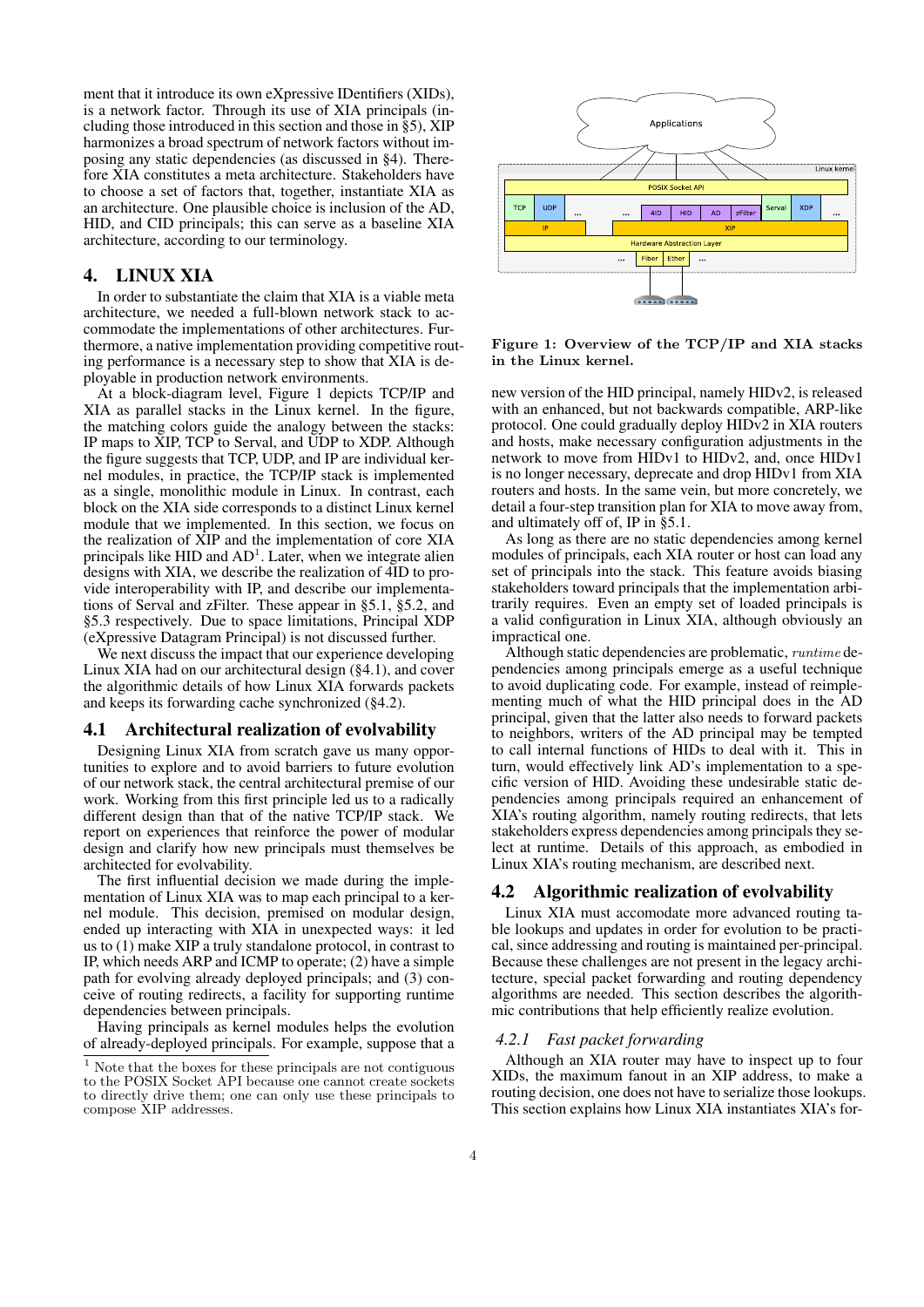ment that it introduce its own eXpressive IDentifiers (XIDs), is a network factor. Through its use of XIA principals (including those introduced in this section and those in §5), XIP harmonizes a broad spectrum of network factors without imposing any static dependencies (as discussed in §4). Therefore XIA constitutes a meta architecture. Stakeholders have to choose a set of factors that, together, instantiate XIA as an architecture. One plausible choice is inclusion of the AD, HID, and CID principals; this can serve as a baseline XIA architecture, according to our terminology.

# 4. LINUX XIA

In order to substantiate the claim that XIA is a viable meta architecture, we needed a full-blown network stack to accommodate the implementations of other architectures. Furthermore, a native implementation providing competitive routing performance is a necessary step to show that XIA is deployable in production network environments.

At a block-diagram level, Figure 1 depicts TCP/IP and XIA as parallel stacks in the Linux kernel. In the figure, the matching colors guide the analogy between the stacks: IP maps to XIP, TCP to Serval, and UDP to XDP. Although the figure suggests that TCP, UDP, and IP are individual kernel modules, in practice, the TCP/IP stack is implemented as a single, monolithic module in Linux. In contrast, each block on the XIA side corresponds to a distinct Linux kernel module that we implemented. In this section, we focus on the realization of XIP and the implementation of core XIA principals like HID and AD[1]. Later, when we integrate alien designs with XIA, we describe the realization of 4ID to provide interoperability with IP, and describe our implementations of Serval and zFilter. These appear in §5.1, §5.2, and §5.3 respectively. Due to space limitations, Principal XDP (eXpressive Datagram Principal) is not discussed further.

We next discuss the impact that our experience developing Linux XIA had on our architectural design (§4.1), and cover the algorithmic details of how Linux XIA forwards packets and keeps its forwarding cache synchronized (§4.2).

## 4.1 Architectural realization of evolvability

Designing Linux XIA from scratch gave us many opportunities to explore and to avoid barriers to future evolution of our network stack, the central architectural premise of our work. Working from this first principle led us to a radically different design than that of the native TCP/IP stack. We report on experiences that reinforce the power of modular design and clarify how new principals must themselves be architected for evolvability.

The first influential decision we made during the implementation of Linux XIA was to map each principal to a kernel module. This decision, premised on modular design, ended up interacting with XIA in unexpected ways: it led us to (1) make XIP a truly standalone protocol, in contrast to IP, which needs ARP and ICMP to operate; (2) have a simple path for evolving already deployed principals; and (3) conceive of routing redirects, a facility for supporting runtime dependencies between principals.

Having principals as kernel modules helps the evolution of already-deployed principals. For example, suppose that a new version of the HID principal, namely HIDv2, is released with an enhanced, but not backwards compatible, ARP-like protocol. One could gradually deploy HIDv2 in XIA routers and hosts, make necessary configuration adjustments in the network to move from HIDv1 to HIDv2, and, once HIDv1 is no longer necessary, deprecate and drop HIDv1 from XIA routers and hosts. In the same vein, but more concretely, we detail a four-step transition plan for XIA to move away from, and ultimately off of, IP in §5.1.

As long as there are no static dependencies among kernel modules of principals, each XIA router or host can load any set of principals into the stack. This feature avoids biasing stakeholders toward principals that the implementation arbitrarily requires. Even an empty set of loaded principals is a valid configuration in Linux XIA, although obviously an impractical one.

Although static dependencies are problematic, *runtime* dependencies among principals emerge as a useful technique to avoid duplicating code. For example, instead of reimplementing much of what the HID principal does in the AD principal, given that the latter also needs to forward packets to neighbors, writers of the AD principal may be tempted to call internal functions of HIDs to deal with it. This in turn, would effectively link AD's implementation to a specific version of HID. Avoiding these undesirable static dependencies among principals required an enhancement of XIA's routing algorithm, namely routing redirects, that lets stakeholders express dependencies among principals they select at runtime. Details of this approach, as embodied in Linux XIA's routing mechanism, are described next.

**Figure 1: Overview of the TCP/IP and XIA stacks in the Linux kernel.**

## 4.2 Algorithmic realization of evolvability

Linux XIA must accomodate more advanced routing table lookups and updates in order for evolution to be practical, since addressing and routing is maintained per-principal. Because these challenges are not present in the legacy architecture, special packet forwarding and routing dependency algorithms are needed. This section describes the algorithmic contributions that help efficiently realize evolution.

### 4.2.1 Fast packet forwarding

Although an XIA router may have to inspect up to four XIDs, the maximum fanout in an XIP address, to make a routing decision, one does not have to serialize those lookups. This section explains how Linux XIA instantiates XIA's for-

[1] Note that the boxes for these principals are not contiguous to the POSIX Socket API because one cannot create sockets to directly drive them; one can only use these principals to compose XIP addresses.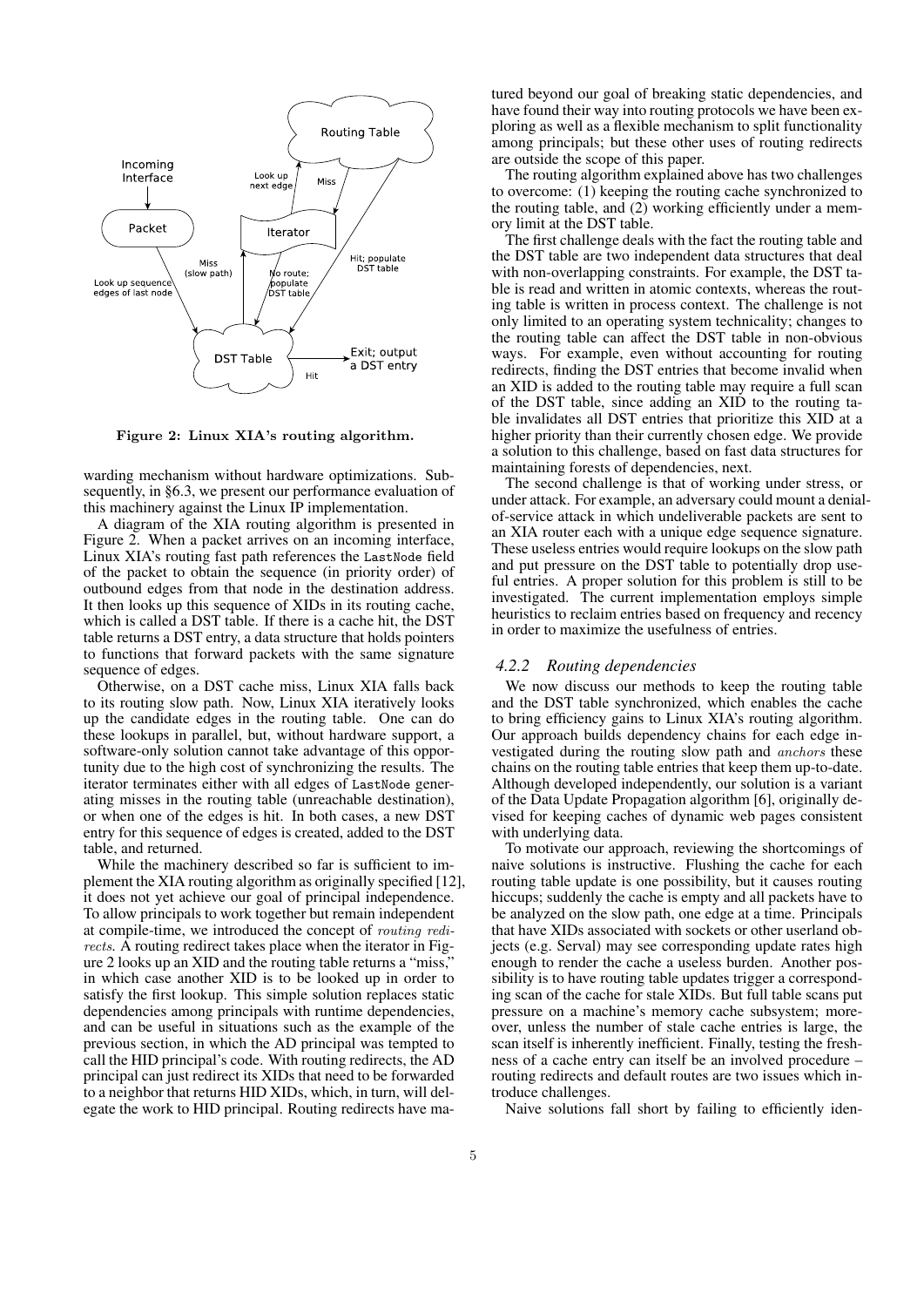Figure 2: Linux XIA's routing algorithm.

warding mechanism without hardware optimizations. Subsequently, in §6.3, we present our performance evaluation of this machinery against the Linux IP implementation.

A diagram of the XIA routing algorithm is presented in Figure 2. When a packet arrives on an incoming interface, Linux XIA's routing fast path references the `LastNode` field of the packet to obtain the sequence (in priority order) of outbound edges from that node in the destination address. It then looks up this sequence of XIDs in its routing cache, which is called a DST table. If there is a cache hit, the DST table returns a DST entry, a data structure that holds pointers to functions that forward packets with the same signature sequence of edges.

Otherwise, on a DST cache miss, Linux XIA falls back to its routing slow path. Now, Linux XIA iteratively looks up the candidate edges in the routing table. One can do these lookups in parallel, but, without hardware support, a software-only solution cannot take advantage of this opportunity due to the high cost of synchronizing the results. The iterator terminates either with all edges of `LastNode` generating misses in the routing table (unreachable destination), or when one of the edges is hit. In both cases, a new DST entry for this sequence of edges is created, added to the DST table, and returned.

While the machinery described so far is sufficient to implement the XIA routing algorithm as originally specified [12], it does not yet achieve our goal of principal independence. To allow principals to work together but remain independent at compile-time, we introduced the concept of *routing redirects*. A routing redirect takes place when the iterator in Figure 2 looks up an XID and the routing table returns a "miss," in which case another XID is to be looked up in order to satisfy the first lookup. This simple solution replaces static dependencies among principals with runtime dependencies, and can be useful in situations such as the example of the previous section, in which the AD principal was tempted to call the HID principal's code. With routing redirects, the AD principal can just redirect its XIDs that need to be forwarded to a neighbor that returns HID XIDs, which, in turn, will delegate the work to HID principal. Routing redirects have matured beyond our goal of breaking static dependencies, and have found their way into routing protocols we have been exploring as well as a flexible mechanism to split functionality among principals; but these other uses of routing redirects are outside the scope of this paper.

The routing algorithm explained above has two challenges to overcome: (1) keeping the routing cache synchronized to the routing table, and (2) working efficiently under a memory limit at the DST table.

The first challenge deals with the fact the routing table and the DST table are two independent data structures that deal with non-overlapping constraints. For example, the DST table is read and written in atomic contexts, whereas the routing table is written in process context. The challenge is not only limited to an operating system technicality; changes to the routing table can affect the DST table in non-obvious ways. For example, even without accounting for routing redirects, finding the DST entries that become invalid when an XID is added to the routing table may require a full scan of the DST table, since adding an XID to the routing table invalidates all DST entries that prioritize this XID at a higher priority than their currently chosen edge. We provide a solution to this challenge, based on fast data structures for maintaining forests of dependencies, next.

The second challenge is that of working under stress, or under attack. For example, an adversary could mount a denial-of-service attack in which undeliverable packets are sent to an XIA router each with a unique edge sequence signature. These useless entries would require lookups on the slow path and put pressure on the DST table to potentially drop useful entries. A proper solution for this problem is still to be investigated. The current implementation employs simple heuristics to reclaim entries based on frequency and recency in order to maximize the usefulness of entries.

### 4.2.2 Routing dependencies

We now discuss our methods to keep the routing table and the DST table synchronized, which enables the cache to bring efficiency gains to Linux XIA's routing algorithm. Our approach builds dependency chains for each edge investigated during the routing slow path and *anchors* these chains on the routing table entries that keep them up-to-date. Although developed independently, our solution is a variant of the Data Update Propagation algorithm [6], originally devised for keeping caches of dynamic web pages consistent with underlying data.

To motivate our approach, reviewing the shortcomings of naive solutions is instructive. Flushing the cache for each routing table update is one possibility, but it causes routing hiccups; suddenly the cache is empty and all packets have to be analyzed on the slow path, one edge at a time. Principals that have XIDs associated with sockets or other userland objects (e.g. Serval) may see corresponding update rates high enough to render the cache a useless burden. Another possibility is to have routing table updates trigger a corresponding scan of the cache for stale XIDs. But full table scans put pressure on a machine's memory cache subsystem; moreover, unless the number of stale cache entries is large, the scan itself is inherently inefficient. Finally, testing the freshness of a cache entry can itself be an involved procedure – routing redirects and default routes are two issues which introduce challenges.

Naive solutions fall short by failing to efficiently iden-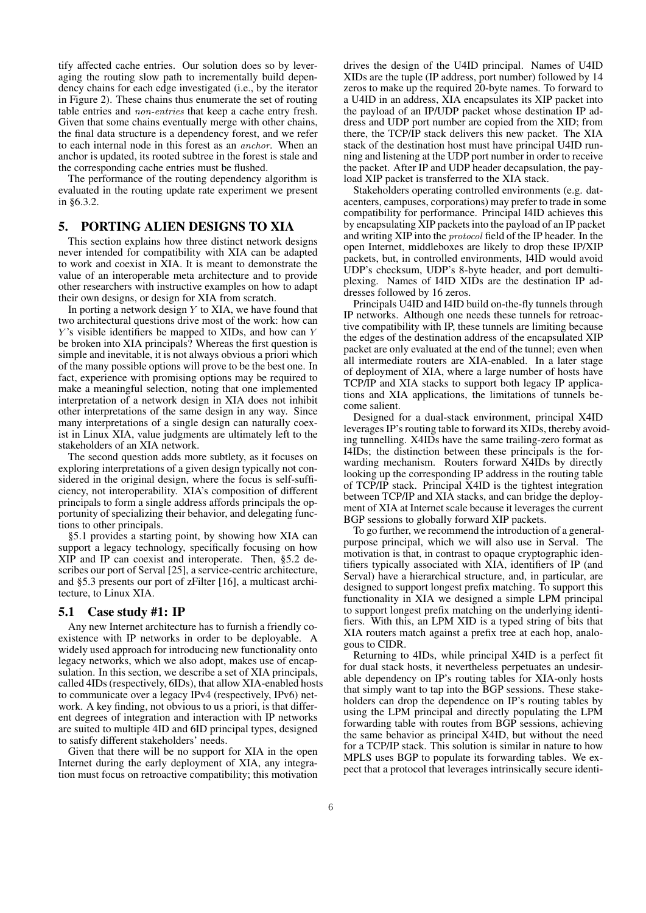tify affected cache entries. Our solution does so by leveraging the routing slow path to incrementally build dependency chains for each edge investigated (i.e., by the iterator in Figure 2). These chains thus enumerate the set of routing table entries and *non-entries* that keep a cache entry fresh. Given that some chains eventually merge with other chains, the final data structure is a dependency forest, and we refer to each internal node in this forest as an *anchor*. When an anchor is updated, its rooted subtree in the forest is stale and the corresponding cache entries must be flushed.

The performance of the routing dependency algorithm is evaluated in the routing update rate experiment we present in §6.3.2.

# 5. PORTING ALIEN DESIGNS TO XIA

This section explains how three distinct network designs never intended for compatibility with XIA can be adapted to work and coexist in XIA. It is meant to demonstrate the value of an interoperable meta architecture and to provide other researchers with instructive examples on how to adapt their own designs, or design for XIA from scratch.

In porting a network design $Y$ to XIA, we have found that two architectural questions drive most of the work: how can $Y$'s visible identifiers be mapped to XIDs, and how can $Y$ be broken into XIA principals? Whereas the first question is simple and inevitable, it is not always obvious a priori which of the many possible options will prove to be the best one. In fact, experience with promising options may be required to make a meaningful selection, noting that one implemented interpretation of a network design in XIA does not inhibit other interpretations of the same design in any way. Since many interpretations of a single design can naturally coexist in Linux XIA, value judgments are ultimately left to the stakeholders of an XIA network.

The second question adds more subtlety, as it focuses on exploring interpretations of a given design typically not considered in the original design, where the focus is self-sufficiency, not interoperability. XIA's composition of different principals to form a single address affords principals the opportunity of specializing their behavior, and delegating functions to other principals.

§5.1 provides a starting point, by showing how XIA can support a legacy technology, specifically focusing on how XIP and IP can coexist and interoperate. Then, §5.2 describes our port of Serval [25], a service-centric architecture, and §5.3 presents our port of zFilter [16], a multicast architecture, to Linux XIA.

## 5.1 Case study #1: IP

Any new Internet architecture has to furnish a friendly coexistence with IP networks in order to be deployable. A widely used approach for introducing new functionality onto legacy networks, which we also adopt, makes use of encapsulation. In this section, we describe a set of XIA principals, called 4IDs (respectively, 6IDs), that allow XIA-enabled hosts to communicate over a legacy IPv4 (respectively, IPv6) network. A key finding, not obvious to us a priori, is that different degrees of integration and interaction with IP networks are suited to multiple 4ID and 6ID principal types, designed to satisfy different stakeholders' needs.

Given that there will be no support for XIA in the open Internet during the early deployment of XIA, any integration must focus on retroactive compatibility; this motivation drives the design of the U4ID principal. Names of U4ID XIDs are the tuple (IP address, port number) followed by 14 zeros to make up the required 20-byte names. To forward to a U4ID in an address, XIA encapsulates its XIP packet into the payload of an IP/UDP packet whose destination IP address and UDP port number are copied from the XID; from there, the TCP/IP stack delivers this new packet. The XIA stack of the destination host must have principal U4ID running and listening at the UDP port number in order to receive the packet. After IP and UDP header decapsulation, the payload XIP packet is transferred to the XIA stack.

Stakeholders operating controlled environments (e.g. datacenters, campuses, corporations) may prefer to trade in some compatibility for performance. Principal I4ID achieves this by encapsulating XIP packets into the payload of an IP packet and writing XIP into the *protocol* field of the IP header. In the open Internet, middleboxes are likely to drop these IP/XIP packets, but, in controlled environments, I4ID would avoid UDP's checksum, UDP's 8-byte header, and port demultiplexing. Names of I4ID XIDs are the destination IP addresses followed by 16 zeros.

Principals U4ID and I4ID build on-the-fly tunnels through IP networks. Although one needs these tunnels for retroactive compatibility with IP, these tunnels are limiting because the edges of the destination address of the encapsulated XIP packet are only evaluated at the end of the tunnel; even when all intermediate routers are XIA-enabled. In a later stage of deployment of XIA, where a large number of hosts have TCP/IP and XIA stacks to support both legacy IP applications and XIA applications, the limitations of tunnels become salient.

Designed for a dual-stack environment, principal X4ID leverages IP's routing table to forward its XIDs, thereby avoiding tunnelling. X4IDs have the same trailing-zero format as I4IDs; the distinction between these principals is the forwarding mechanism. Routers forward X4IDs by directly looking up the corresponding IP address in the routing table of TCP/IP stack. Principal X4ID is the tightest integration between TCP/IP and XIA stacks, and can bridge the deployment of XIA at Internet scale because it leverages the current BGP sessions to globally forward XIP packets.

To go further, we recommend the introduction of a general-purpose principal, which we will also use in Serval. The motivation is that, in contrast to opaque cryptographic identifiers typically associated with XIA, identifiers of IP (and Serval) have a hierarchical structure, and, in particular, are designed to support longest prefix matching. To support this functionality in XIA we designed a simple LPM principal to support longest prefix matching on the underlying identifiers. With this, an LPM XID is a typed string of bits that XIA routers match against a prefix tree at each hop, analogous to CIDR.

Returning to 4IDs, while principal X4ID is a perfect fit for dual stack hosts, it nevertheless perpetuates an undesirable dependency on IP's routing tables for XIA-only hosts that simply want to tap into the BGP sessions. These stakeholders can drop the dependence on IP's routing tables by using the LPM principal and directly populating the LPM forwarding table with routes from BGP sessions, achieving the same behavior as principal X4ID, but without the need for a TCP/IP stack. This solution is similar in nature to how MPLS uses BGP to populate its forwarding tables. We expect that a protocol that leverages intrinsically secure identi-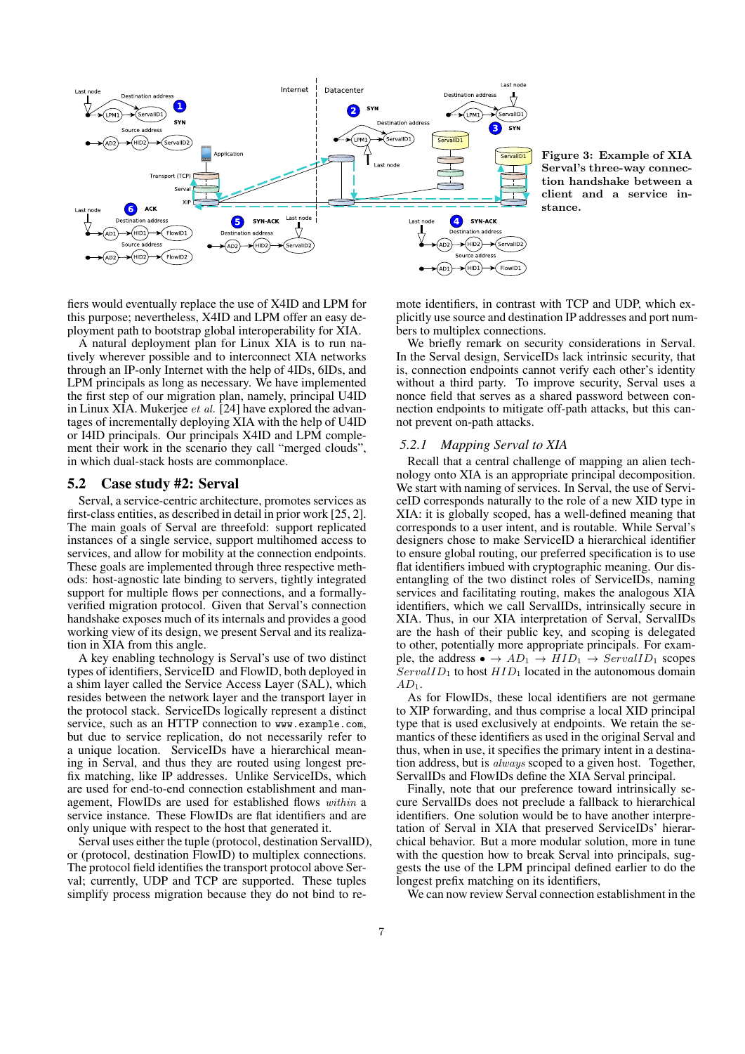**Figure 3: Example of XIA Serval's three-way connection handshake between a client and a service instance.**

fiers would eventually replace the use of X4ID and LPM for this purpose; nevertheless, X4ID and LPM offer an easy deployment path to bootstrap global interoperability for XIA.

A natural deployment plan for Linux XIA is to run natively wherever possible and to interconnect XIA networks through an IP-only Internet with the help of 4IDs, 6IDs, and LPM principals as long as necessary. We have implemented the first step of our migration plan, namely, principal U4ID in Linux XIA. Mukerjee *et al.* [24] have explored the advantages of incrementally deploying XIA with the help of U4ID or I4ID principals. Our principals X4ID and LPM complement their work in the scenario they call "merged clouds", in which dual-stack hosts are commonplace.

## 5.2 Case study #2: Serval

Serval, a service-centric architecture, promotes services as first-class entities, as described in detail in prior work [25, 2]. The main goals of Serval are threefold: support replicated instances of a single service, support multihomed access to services, and allow for mobility at the connection endpoints. These goals are implemented through three respective methods: host-agnostic late binding to servers, tightly integrated support for multiple flows per connections, and a formally-verified migration protocol. Given that Serval's connection handshake exposes much of its internals and provides a good working view of its design, we present Serval and its realization in XIA from this angle.

A key enabling technology is Serval's use of two distinct types of identifiers, ServiceID and FlowID, both deployed in a shim layer called the Service Access Layer (SAL), which resides between the network layer and the transport layer in the protocol stack. ServiceIDs logically represent a distinct service, such as an HTTP connection to `www.example.com`, but due to service replication, do not necessarily refer to a unique location. ServiceIDs have a hierarchical meaning in Serval, and thus they are routed using longest prefix matching, like IP addresses. Unlike ServiceIDs, which are used for end-to-end connection establishment and management, FlowIDs are used for established flows *within* a service instance. These FlowIDs are flat identifiers and are only unique with respect to the host that generated it.

Serval uses either the tuple (protocol, destination ServalID), or (protocol, destination FlowID) to multiplex connections. The protocol field identifies the transport protocol above Serval; currently, UDP and TCP are supported. These tuples simplify process migration because they do not bind to remote identifiers, in contrast with TCP and UDP, which explicitly use source and destination IP addresses and port numbers to multiplex connections.

We briefly remark on security considerations in Serval. In the Serval design, ServiceIDs lack intrinsic security, that is, connection endpoints cannot verify each other's identity without a third party. To improve security, Serval uses a nonce field that serves as a shared password between connection endpoints to mitigate off-path attacks, but this cannot prevent on-path attacks.

### 5.2.1 Mapping Serval to XIA

Recall that a central challenge of mapping an alien technology onto XIA is an appropriate principal decomposition. We start with naming of services. In Serval, the use of ServiceID corresponds naturally to the role of a new XID type in XIA: it is globally scoped, has a well-defined meaning that corresponds to a user intent, and is routable. While Serval's designers chose to make ServiceID a hierarchical identifier to ensure global routing, our preferred specification is to use flat identifiers imbued with cryptographic meaning. Our disentangling of the two distinct roles of ServiceIDs, naming services and facilitating routing, makes the analogous XIA identifiers, which we call ServalIDs, intrinsically secure in XIA. Thus, in our XIA interpretation of Serval, ServalIDs are the hash of their public key, and scoping is delegated to other, potentially more appropriate principals. For example, the address $\bullet \rightarrow AD_1 \rightarrow HID_1 \rightarrow ServalID_1$ scopes $ServalID_1$ to host $HID_1$ located in the autonomous domain $AD_1$.

As for FlowIDs, these local identifiers are not germane to XIP forwarding, and thus comprise a local XID principal type that is used exclusively at endpoints. We retain the semantics of these identifiers as used in the original Serval and thus, when in use, it specifies the primary intent in a destination address, but is *always* scoped to a given host. Together, ServalIDs and FlowIDs define the XIA Serval principal.

Finally, note that our preference toward intrinsically secure ServalIDs does not preclude a fallback to hierarchical identifiers. One solution would be to have another interpretation of Serval in XIA that preserved ServiceIDs' hierarchical behavior. But a more modular solution, more in tune with the question how to break Serval into principals, suggests the use of the LPM principal defined earlier to do the longest prefix matching on its identifiers,

We can now review Serval connection establishment in the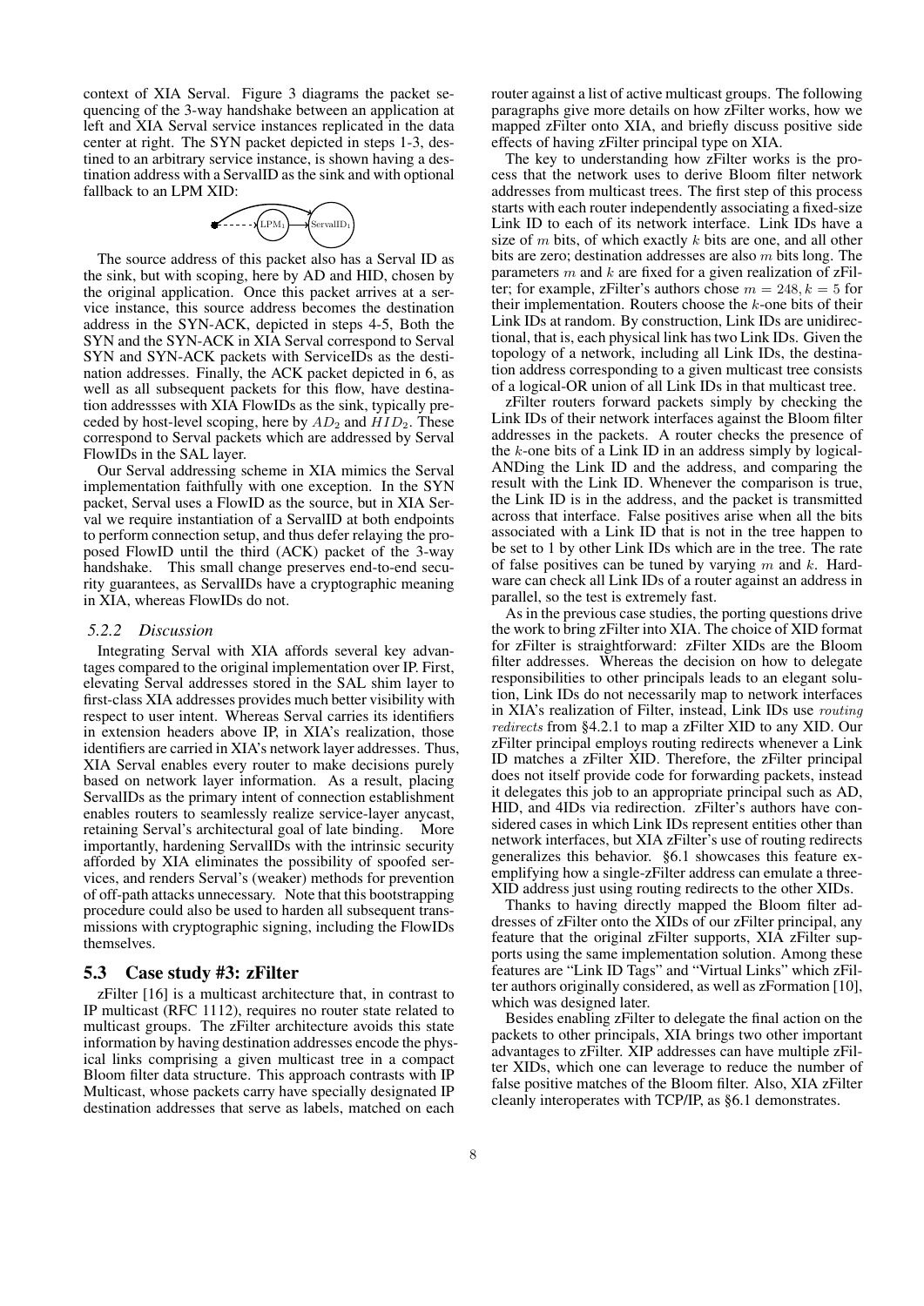context of XIA Serval. Figure 3 diagrams the packet sequencing of the 3-way handshake between an application at left and XIA Serval service instances replicated in the data center at right. The SYN packet depicted in steps 1-3, destined to an arbitrary service instance, is shown having a destination address with a ServalID as the sink and with optional fallback to an LPM XID:

The source address of this packet also has a Serval ID as the sink, but with scoping, here by AD and HID, chosen by the original application. Once this packet arrives at a service instance, this source address becomes the destination address in the SYN-ACK, depicted in steps 4-5, Both the SYN and the SYN-ACK in XIA Serval correspond to Serval SYN and SYN-ACK packets with ServiceIDs as the destination addresses. Finally, the ACK packet depicted in 6, as well as all subsequent packets for this flow, have destination addressses with XIA FlowIDs as the sink, typically preceded by host-level scoping, here by $AD_2$ and $HID_2$. These correspond to Serval packets which are addressed by Serval FlowIDs in the SAL layer.

Our Serval addressing scheme in XIA mimics the Serval implementation faithfully with one exception. In the SYN packet, Serval uses a FlowID as the source, but in XIA Serval we require instantiation of a ServalID at both endpoints to perform connection setup, and thus defer relaying the proposed FlowID until the third (ACK) packet of the 3-way handshake. This small change preserves end-to-end security guarantees, as ServalIDs have a cryptographic meaning in XIA, whereas FlowIDs do not.

### *5.2.2 Discussion*

Integrating Serval with XIA affords several key advantages compared to the original implementation over IP. First, elevating Serval addresses stored in the SAL shim layer to first-class XIA addresses provides much better visibility with respect to user intent. Whereas Serval carries its identifiers in extension headers above IP, in XIA's realization, those identifiers are carried in XIA's network layer addresses. Thus, XIA Serval enables every router to make decisions purely based on network layer information. As a result, placing ServalIDs as the primary intent of connection establishment enables routers to seamlessly realize service-layer anycast, retaining Serval's architectural goal of late binding. More importantly, hardening ServalIDs with the intrinsic security afforded by XIA eliminates the possibility of spoofed services, and renders Serval's (weaker) methods for prevention of off-path attacks unnecessary. Note that this bootstrapping procedure could also be used to harden all subsequent transmissions with cryptographic signing, including the FlowIDs themselves.

## 5.3 Case study #3: zFilter

zFilter [16] is a multicast architecture that, in contrast to IP multicast (RFC 1112), requires no router state related to multicast groups. The zFilter architecture avoids this state information by having destination addresses encode the physical links comprising a given multicast tree in a compact Bloom filter data structure. This approach contrasts with IP Multicast, whose packets carry have specially designated IP destination addresses that serve as labels, matched on each router against a list of active multicast groups. The following paragraphs give more details on how zFilter works, how we mapped zFilter onto XIA, and briefly discuss positive side effects of having zFilter principal type on XIA.

The key to understanding how zFilter works is the process that the network uses to derive Bloom filter network addresses from multicast trees. The first step of this process starts with each router independently associating a fixed-size Link ID to each of its network interface. Link IDs have a size of $m$ bits, of which exactly $k$ bits are one, and all other bits are zero; destination addresses are also $m$ bits long. The parameters $m$ and $k$ are fixed for a given realization of zFilter; for example, zFilter's authors chose $m = 248, k = 5$ for their implementation. Routers choose the $k$-one bits of their Link IDs at random. By construction, Link IDs are unidirectional, that is, each physical link has two Link IDs. Given the topology of a network, including all Link IDs, the destination address corresponding to a given multicast tree consists of a logical-OR union of all Link IDs in that multicast tree.

zFilter routers forward packets simply by checking the Link IDs of their network interfaces against the Bloom filter addresses in the packets. A router checks the presence of the $k$-one bits of a Link ID in an address simply by logical-ANDing the Link ID and the address, and comparing the result with the Link ID. Whenever the comparison is true, the Link ID is in the address, and the packet is transmitted across that interface. False positives arise when all the bits associated with a Link ID that is not in the tree happen to be set to 1 by other Link IDs which are in the tree. The rate of false positives can be tuned by varying $m$ and $k$. Hardware can check all Link IDs of a router against an address in parallel, so the test is extremely fast.

As in the previous case studies, the porting questions drive the work to bring zFilter into XIA. The choice of XID format for zFilter is straightforward: zFilter XIDs are the Bloom filter addresses. Whereas the decision on how to delegate responsibilities to other principals leads to an elegant solution, Link IDs do not necessarily map to network interfaces in XIA's realization of Filter, instead, Link IDs use *routing redirects* from §4.2.1 to map a zFilter XID to any XID. Our zFilter principal employs routing redirects whenever a Link ID matches a zFilter XID. Therefore, the zFilter principal does not itself provide code for forwarding packets, instead it delegates this job to an appropriate principal such as AD, HID, and 4IDs via redirection. zFilter's authors have considered cases in which Link IDs represent entities other than network interfaces, but XIA zFilter's use of routing redirects generalizes this behavior. §6.1 showcases this feature exemplifying how a single-zFilter address can emulate a three-XID address just using routing redirects to the other XIDs.

Thanks to having directly mapped the Bloom filter addresses of zFilter onto the XIDs of our zFilter principal, any feature that the original zFilter supports, XIA zFilter supports using the same implementation solution. Among these features are "Link ID Tags" and "Virtual Links" which zFilter authors originally considered, as well as zFormation [10], which was designed later.

Besides enabling zFilter to delegate the final action on the packets to other principals, XIA brings two other important advantages to zFilter. XIP addresses can have multiple zFilter XIDs, which one can leverage to reduce the number of false positive matches of the Bloom filter. Also, XIA zFilter cleanly interoperates with TCP/IP, as §6.1 demonstrates.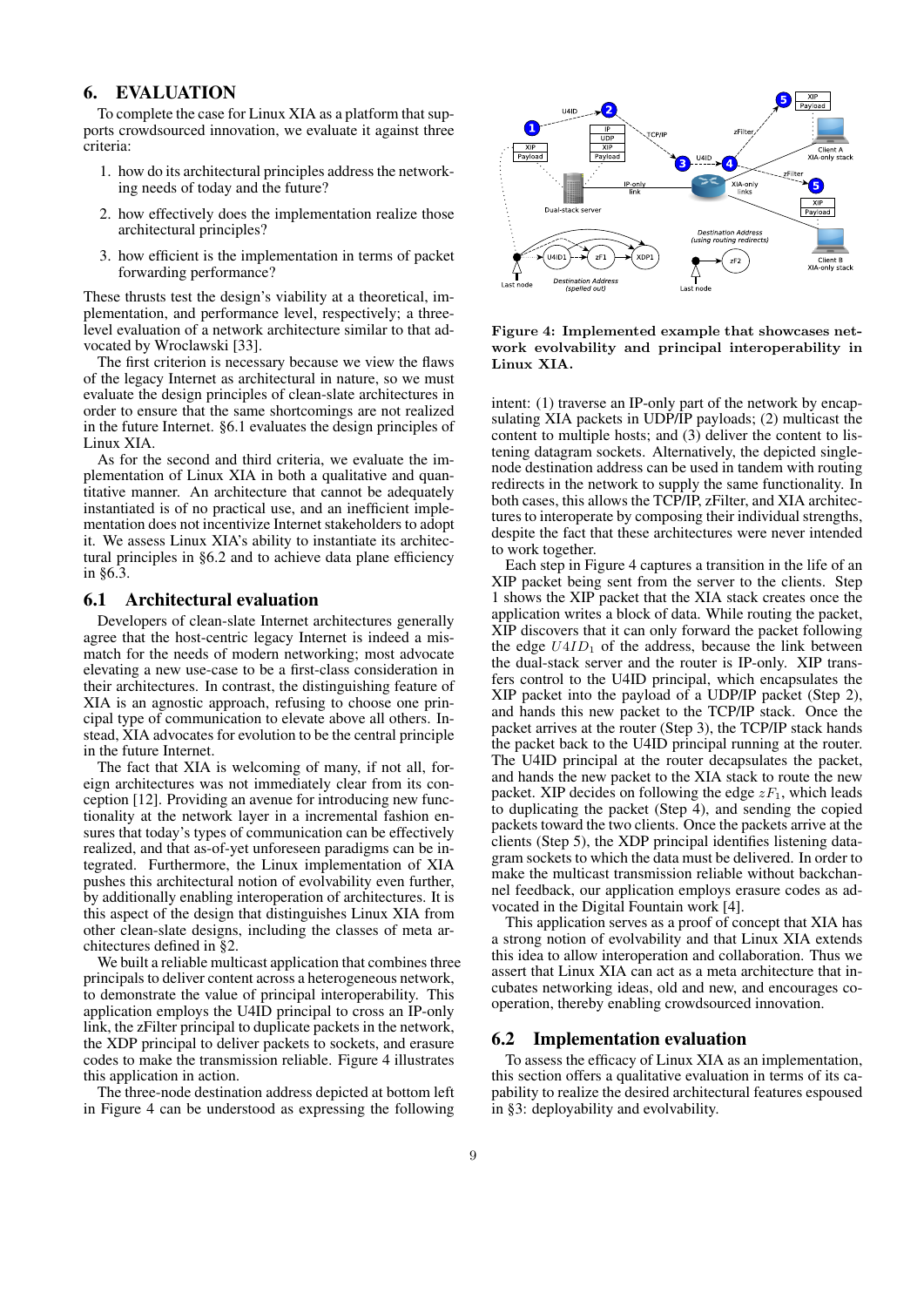## 6. EVALUATION

To complete the case for Linux XIA as a platform that supports crowdsourced innovation, we evaluate it against three criteria:

1. how do its architectural principles address the networking needs of today and the future?
2. how effectively does the implementation realize those architectural principles?
3. how efficient is the implementation in terms of packet forwarding performance?

These thrusts test the design's viability at a theoretical, implementation, and performance level, respectively; a three-level evaluation of a network architecture similar to that advocated by Wroclawski [33].

The first criterion is necessary because we view the flaws of the legacy Internet as architectural in nature, so we must evaluate the design principles of clean-slate architectures in order to ensure that the same shortcomings are not realized in the future Internet. §6.1 evaluates the design principles of Linux XIA.

As for the second and third criteria, we evaluate the implementation of Linux XIA in both a qualitative and quantitative manner. An architecture that cannot be adequately instantiated is of no practical use, and an inefficient implementation does not incentivize Internet stakeholders to adopt it. We assess Linux XIA's ability to instantiate its architectural principles in §6.2 and to achieve data plane efficiency in §6.3.

### 6.1 Architectural evaluation

Developers of clean-slate Internet architectures generally agree that the host-centric legacy Internet is indeed a mismatch for the needs of modern networking; most advocate elevating a new use-case to be a first-class consideration in their architectures. In contrast, the distinguishing feature of XIA is an agnostic approach, refusing to choose one principal type of communication to elevate above all others. Instead, XIA advocates for evolution to be the central principle in the future Internet.

The fact that XIA is welcoming of many, if not all, foreign architectures was not immediately clear from its conception [12]. Providing an avenue for introducing new functionality at the network layer in a incremental fashion ensures that today's types of communication can be effectively realized, and that as-of-yet unforeseen paradigms can be integrated. Furthermore, the Linux implementation of XIA pushes this architectural notion of evolvability even further, by additionally enabling interoperation of architectures. It is this aspect of the design that distinguishes Linux XIA from other clean-slate designs, including the classes of meta architectures defined in §2.

We built a reliable multicast application that combines three principals to deliver content across a heterogeneous network, to demonstrate the value of principal interoperability. This application employs the U4ID principal to cross an IP-only link, the zFilter principal to duplicate packets in the network, the XDP principal to deliver packets to sockets, and erasure codes to make the transmission reliable. Figure 4 illustrates this application in action.

The three-node destination address depicted at bottom left in Figure 4 can be understood as expressing the following intent: (1) traverse an IP-only part of the network by encapsulating XIA packets in UDP/IP payloads; (2) multicast the content to multiple hosts; and (3) deliver the content to listening datagram sockets. Alternatively, the depicted single-node destination address can be used in tandem with routing redirects in the network to supply the same functionality. In both cases, this allows the TCP/IP, zFilter, and XIA architectures to interoperate by composing their individual strengths, despite the fact that these architectures were never intended to work together.

**Figure 4: Implemented example that showcases network evolvability and principal interoperability in Linux XIA.**

Each step in Figure 4 captures a transition in the life of an XIP packet being sent from the server to the clients. Step 1 shows the XIP packet that the XIA stack creates once the application writes a block of data. While routing the packet, XIP discovers that it can only forward the packet following the edge $U4ID_1$ of the address, because the link between the dual-stack server and the router is IP-only. XIP transfers control to the U4ID principal, which encapsulates the XIP packet into the payload of a UDP/IP packet (Step 2), and hands this new packet to the TCP/IP stack. Once the packet arrives at the router (Step 3), the TCP/IP stack hands the packet back to the U4ID principal running at the router. The U4ID principal at the router decapsulates the packet, and hands the new packet to the XIA stack to route the new packet. XIP decides on following the edge $zF_1$, which leads to duplicating the packet (Step 4), and sending the copied packets toward the two clients. Once the packets arrive at the clients (Step 5), the XDP principal identifies listening datagram sockets to which the data must be delivered. In order to make the multicast transmission reliable without backchannel feedback, our application employs erasure codes as advocated in the Digital Fountain work [4].

This application serves as a proof of concept that XIA has a strong notion of evolvability and that Linux XIA extends this idea to allow interoperation and collaboration. Thus we assert that Linux XIA can act as a meta architecture that incubates networking ideas, old and new, and encourages cooperation, thereby enabling crowdsourced innovation.

### 6.2 Implementation evaluation

To assess the efficacy of Linux XIA as an implementation, this section offers a qualitative evaluation in terms of its capability to realize the desired architectural features espoused in §3: deployability and evolvability.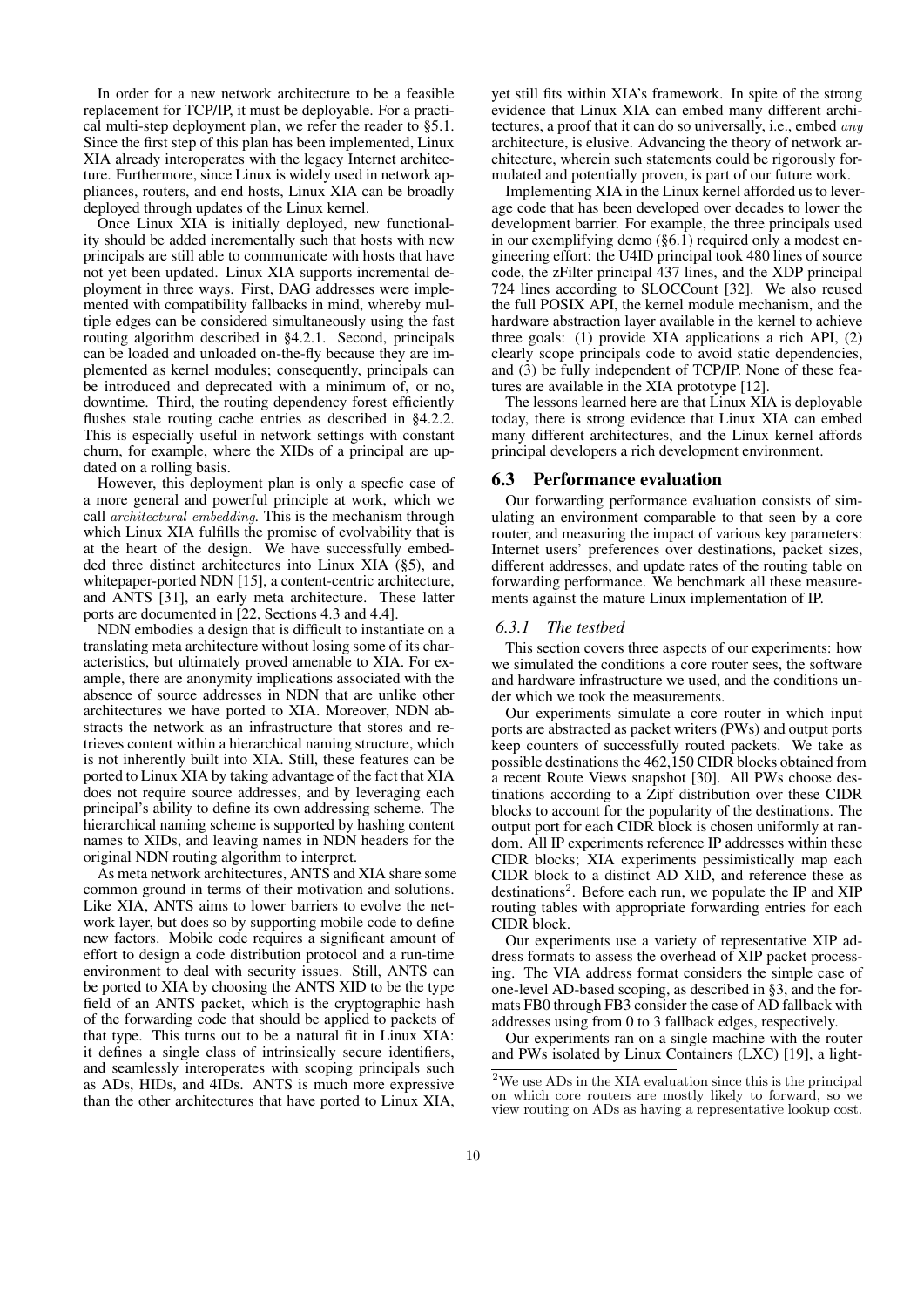In order for a new network architecture to be a feasible replacement for TCP/IP, it must be deployable. For a practical multi-step deployment plan, we refer the reader to §5.1. Since the first step of this plan has been implemented, Linux XIA already interoperates with the legacy Internet architecture. Furthermore, since Linux is widely used in network appliances, routers, and end hosts, Linux XIA can be broadly deployed through updates of the Linux kernel.

Once Linux XIA is initially deployed, new functionality should be added incrementally such that hosts with new principals are still able to communicate with hosts that have not yet been updated. Linux XIA supports incremental deployment in three ways. First, DAG addresses were implemented with compatibility fallbacks in mind, whereby multiple edges can be considered simultaneously using the fast routing algorithm described in §4.2.1. Second, principals can be loaded and unloaded on-the-fly because they are implemented as kernel modules; consequently, principals can be introduced and deprecated with a minimum of, or no, downtime. Third, the routing dependency forest efficiently flushes stale routing cache entries as described in §4.2.2. This is especially useful in network settings with constant churn, for example, where the XIDs of a principal are updated on a rolling basis.

However, this deployment plan is only a specfic case of a more general and powerful principle at work, which we call *architectural embedding*. This is the mechanism through which Linux XIA fulfills the promise of evolvability that is at the heart of the design. We have successfully embedded three distinct architectures into Linux XIA (§5), and whitepaper-ported NDN [15], a content-centric architecture, and ANTS [31], an early meta architecture. These latter ports are documented in [22, Sections 4.3 and 4.4].

NDN embodies a design that is difficult to instantiate on a translating meta architecture without losing some of its characteristics, but ultimately proved amenable to XIA. For example, there are anonymity implications associated with the absence of source addresses in NDN that are unlike other architectures we have ported to XIA. Moreover, NDN abstracts the network as an infrastructure that stores and retrieves content within a hierarchical naming structure, which is not inherently built into XIA. Still, these features can be ported to Linux XIA by taking advantage of the fact that XIA does not require source addresses, and by leveraging each principal's ability to define its own addressing scheme. The hierarchical naming scheme is supported by hashing content names to XIDs, and leaving names in NDN headers for the original NDN routing algorithm to interpret.

As meta network architectures, ANTS and XIA share some common ground in terms of their motivation and solutions. Like XIA, ANTS aims to lower barriers to evolve the network layer, but does so by supporting mobile code to define new factors. Mobile code requires a significant amount of effort to design a code distribution protocol and a run-time environment to deal with security issues. Still, ANTS can be ported to XIA by choosing the ANTS XID to be the type field of an ANTS packet, which is the cryptographic hash of the forwarding code that should be applied to packets of that type. This turns out to be a natural fit in Linux XIA: it defines a single class of intrinsically secure identifiers, and seamlessly interoperates with scoping principals such as ADs, HIDs, and 4IDs. ANTS is much more expressive than the other architectures that have ported to Linux XIA, yet still fits within XIA's framework. In spite of the strong evidence that Linux XIA can embed many different architectures, a proof that it can do so universally, i.e., embed *any* architecture, is elusive. Advancing the theory of network architecture, wherein such statements could be rigorously formulated and potentially proven, is part of our future work.

Implementing XIA in the Linux kernel afforded us to leverage code that has been developed over decades to lower the development barrier. For example, the three principals used in our exemplifying demo (§6.1) required only a modest engineering effort: the U4ID principal took 480 lines of source code, the zFilter principal 437 lines, and the XDP principal 724 lines according to SLOCCount [32]. We also reused the full POSIX API, the kernel module mechanism, and the hardware abstraction layer available in the kernel to achieve three goals: (1) provide XIA applications a rich API, (2) clearly scope principals code to avoid static dependencies, and (3) be fully independent of TCP/IP. None of these features are available in the XIA prototype [12].

The lessons learned here are that Linux XIA is deployable today, there is strong evidence that Linux XIA can embed many different architectures, and the Linux kernel affords principal developers a rich development environment.

## 6.3 Performance evaluation

Our forwarding performance evaluation consists of simulating an environment comparable to that seen by a core router, and measuring the impact of various key parameters: Internet users' preferences over destinations, packet sizes, different addresses, and update rates of the routing table on forwarding performance. We benchmark all these measurements against the mature Linux implementation of IP.

### *6.3.1 The testbed*

This section covers three aspects of our experiments: how we simulated the conditions a core router sees, the software and hardware infrastructure we used, and the conditions under which we took the measurements.

Our experiments simulate a core router in which input ports are abstracted as packet writers (PWs) and output ports keep counters of successfully routed packets. We take as possible destinations the 462,150 CIDR blocks obtained from a recent Route Views snapshot [30]. All PWs choose destinations according to a Zipf distribution over these CIDR blocks to account for the popularity of the destinations. The output port for each CIDR block is chosen uniformly at random. All IP experiments reference IP addresses within these CIDR blocks; XIA experiments pessimistically map each CIDR block to a distinct AD XID, and reference these as destinations[2]. Before each run, we populate the IP and XIP routing tables with appropriate forwarding entries for each CIDR block.

Our experiments use a variety of representative XIP address formats to assess the overhead of XIP packet processing. The VIA address format considers the simple case of one-level AD-based scoping, as described in §3, and the formats FB0 through FB3 consider the case of AD fallback with addresses using from 0 to 3 fallback edges, respectively.

Our experiments ran on a single machine with the router and PWs isolated by Linux Containers (LXC) [19], a light-

[2]We use ADs in the XIA evaluation since this is the principal on which core routers are mostly likely to forward, so we view routing on ADs as having a representative lookup cost.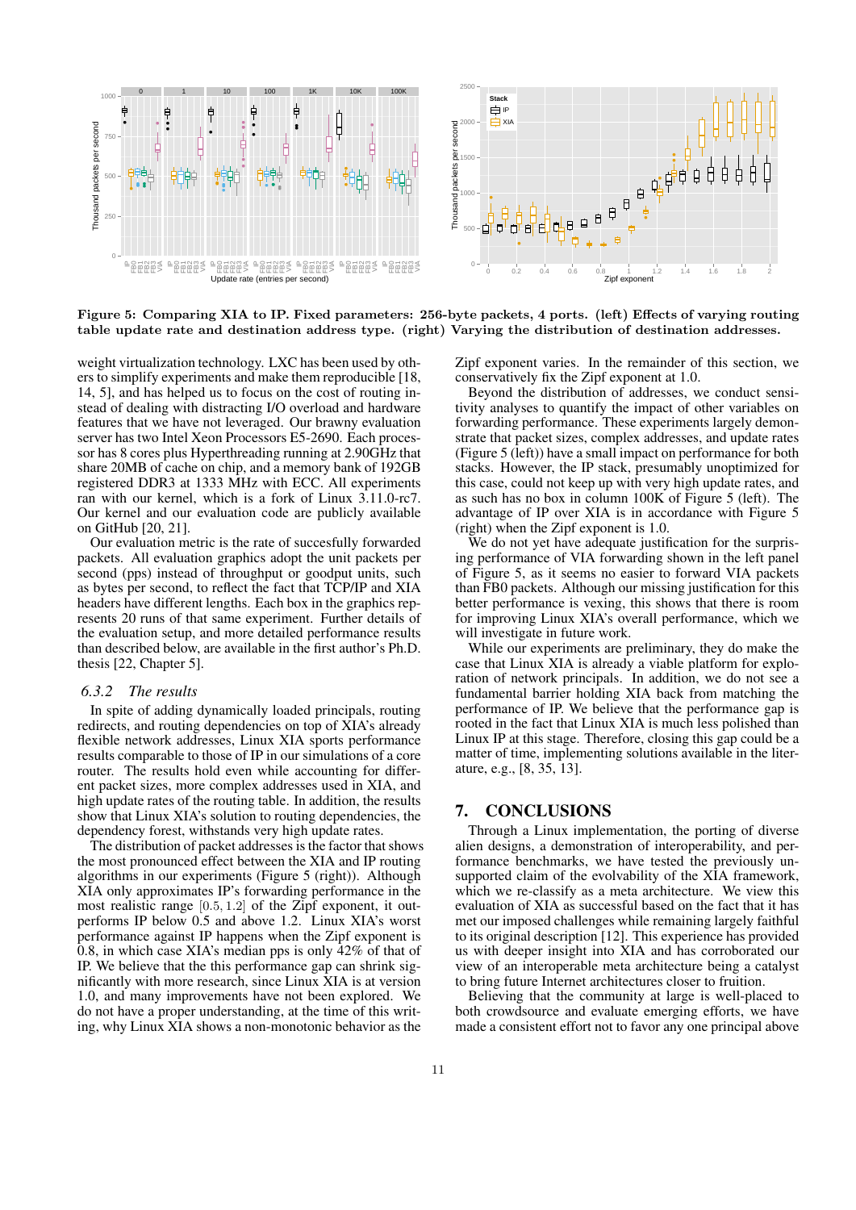**Figure 5: Comparing XIA to IP. Fixed parameters: 256-byte packets, 4 ports. (left) Effects of varying routing table update rate and destination address type. (right) Varying the distribution of destination addresses.**

weight virtualization technology. LXC has been used by others to simplify experiments and make them reproducible [18, 14, 5], and has helped us to focus on the cost of routing instead of dealing with distracting I/O overload and hardware features that we have not leveraged. Our brawny evaluation server has two Intel Xeon Processors E5-2690. Each processor has 8 cores plus Hyperthreading running at 2.90GHz that share 20MB of cache on chip, and a memory bank of 192GB registered DDR3 at 1333 MHz with ECC. All experiments ran with our kernel, which is a fork of Linux 3.11.0-rc7. Our kernel and our evaluation code are publicly available on GitHub [20, 21].

Our evaluation metric is the rate of succesfully forwarded packets. All evaluation graphics adopt the unit packets per second (pps) instead of throughput or goodput units, such as bytes per second, to reflect the fact that TCP/IP and XIA headers have different lengths. Each box in the graphics represents 20 runs of that same experiment. Further details of the evaluation setup, and more detailed performance results than described below, are available in the first author's Ph.D. thesis [22, Chapter 5].

### *6.3.2 The results*

In spite of adding dynamically loaded principals, routing redirects, and routing dependencies on top of XIA's already flexible network addresses, Linux XIA sports performance results comparable to those of IP in our simulations of a core router. The results hold even while accounting for different packet sizes, more complex addresses used in XIA, and high update rates of the routing table. In addition, the results show that Linux XIA's solution to routing dependencies, the dependency forest, withstands very high update rates.

The distribution of packet addresses is the factor that shows the most pronounced effect between the XIA and IP routing algorithms in our experiments (Figure 5 (right)). Although XIA only approximates IP's forwarding performance in the most realistic range $[0.5, 1.2]$ of the Zipf exponent, it outperforms IP below 0.5 and above 1.2. Linux XIA's worst performance against IP happens when the Zipf exponent is 0.8, in which case XIA's median pps is only 42% of that of IP. We believe that the this performance gap can shrink significantly with more research, since Linux XIA is at version 1.0, and many improvements have not been explored. We do not have a proper understanding, at the time of this writing, why Linux XIA shows a non-monotonic behavior as the Zipf exponent varies. In the remainder of this section, we conservatively fix the Zipf exponent at 1.0.

Beyond the distribution of addresses, we conduct sensitivity analyses to quantify the impact of other variables on forwarding performance. These experiments largely demonstrate that packet sizes, complex addresses, and update rates (Figure 5 (left)) have a small impact on performance for both stacks. However, the IP stack, presumably unoptimized for this case, could not keep up with very high update rates, and as such has no box in column 100K of Figure 5 (left). The advantage of IP over XIA is in accordance with Figure 5 (right) when the Zipf exponent is 1.0.

We do not yet have adequate justification for the surprising performance of VIA forwarding shown in the left panel of Figure 5, as it seems no easier to forward VIA packets than FB0 packets. Although our missing justification for this better performance is vexing, this shows that there is room for improving Linux XIA's overall performance, which we will investigate in future work.

While our experiments are preliminary, they do make the case that Linux XIA is already a viable platform for exploration of network principals. In addition, we do not see a fundamental barrier holding XIA back from matching the performance of IP. We believe that the performance gap is rooted in the fact that Linux XIA is much less polished than Linux IP at this stage. Therefore, closing this gap could be a matter of time, implementing solutions available in the literature, e.g., [8, 35, 13].

## 7. CONCLUSIONS

Through a Linux implementation, the porting of diverse alien designs, a demonstration of interoperability, and performance benchmarks, we have tested the previously unsupported claim of the evolvability of the XIA framework, which we re-classify as a meta architecture. We view this evaluation of XIA as successful based on the fact that it has met our imposed challenges while remaining largely faithful to its original description [12]. This experience has provided us with deeper insight into XIA and has corroborated our view of an interoperable meta architecture being a catalyst to bring future Internet architectures closer to fruition.

Believing that the community at large is well-placed to both crowdsource and evaluate emerging efforts, we have made a consistent effort not to favor any one principal above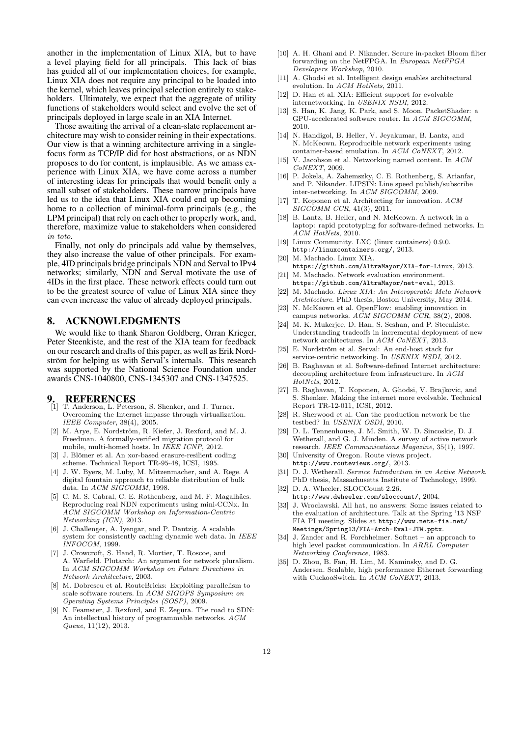another in the implementation of Linux XIA, but to have a level playing field for all principals. This lack of bias has guided all of our implementation choices, for example, Linux XIA does not require any principal to be loaded into the kernel, which leaves principal selection entirely to stakeholders. Ultimately, we expect that the aggregate of utility functions of stakeholders would select and evolve the set of principals deployed in large scale in an XIA Internet.

Those awaiting the arrival of a clean-slate replacement architecture may wish to consider reining in their expectations. Our view is that a winning architecture arriving in a single-focus form as TCP/IP did for host abstractions, or as NDN proposes to do for content, is implausible. As we amass experience with Linux XIA, we have come across a number of interesting ideas for principals that would benefit only a small subset of stakeholders. These narrow principals have led us to the idea that Linux XIA could end up becoming home to a collection of minimal-form principals (e.g., the LPM principal) that rely on each other to properly work, and, therefore, maximize value to stakeholders when considered *in toto*.

Finally, not only do principals add value by themselves, they also increase the value of other principals. For example, 4ID principals bridge principals NDN and Serval to IPv4 networks; similarly, NDN and Serval motivate the use of 4IDs in the first place. These network effects could turn out to be the greatest source of value of Linux XIA since they can even increase the value of already deployed principals.

## 8. ACKNOWLEDGMENTS

We would like to thank Sharon Goldberg, Orran Krieger, Peter Steenkiste, and the rest of the XIA team for feedback on our research and drafts of this paper, as well as Erik Nordström for helping us with Serval's internals. This research was supported by the National Science Foundation under awards CNS-1040800, CNS-1345307 and CNS-1347525.

## 9. REFERENCES

[1] T. Anderson, L. Peterson, S. Shenker, and J. Turner. Overcoming the Internet impasse through virtualization. *IEEE Computer*, 38(4), 2005.

[2] M. Arye, E. Nordström, R. Kiefer, J. Rexford, and M. J. Freedman. A formally-verified migration protocol for mobile, multi-homed hosts. In *IEEE ICNP*, 2012.

[3] J. Blömer et al. An xor-based erasure-resilient coding scheme. Technical Report TR-95-48, ICSI, 1995.

[4] J. W. Byers, M. Luby, M. Mitzenmacher, and A. Rege. A digital fountain approach to reliable distribution of bulk data. In *ACM SIGCOMM*, 1998.

[5] C. M. S. Cabral, C. E. Rothenberg, and M. F. Magalhães. Reproducing real NDN experiments using mini-CCNx. In *ACM SIGCOMM Workshop on Information-Centric Networking (ICN)*, 2013.

[6] J. Challenger, A. Iyengar, and P. Dantzig. A scalable system for consistently caching dynamic web data. In *IEEE INFOCOM*, 1999.

[7] J. Crowcroft, S. Hand, R. Mortier, T. Roscoe, and A. Warfield. Plutarch: An argument for network pluralism. In *ACM SIGCOMM Workshop on Future Directions in Network Architecture*, 2003.

[8] M. Dobrescu et al. RouteBricks: Exploiting parallelism to scale software routers. In *ACM SIGOPS Symposium on Operating Systems Principles (SOSP)*, 2009.

[9] N. Feamster, J. Rexford, and E. Zegura. The road to SDN: An intellectual history of programmable networks. *ACM Queue*, 11(12), 2013.

[10] A. H. Ghani and P. Nikander. Secure in-packet Bloom filter forwarding on the NetFPGA. In *European NetFPGA Developers Workshop*, 2010.

[11] A. Ghodsi et al. Intelligent design enables architectural evolution. In *ACM HotNets*, 2011.

[12] D. Han et al. XIA: Efficient support for evolvable internetworking. In *USENIX NSDI*, 2012.

[13] S. Han, K. Jang, K. Park, and S. Moon. PacketShader: a GPU-accelerated software router. In *ACM SIGCOMM*, 2010.

[14] N. Handigol, B. Heller, V. Jeyakumar, B. Lantz, and N. McKeown. Reproducible network experiments using container-based emulation. In *ACM CoNEXT*, 2012.

[15] V. Jacobson et al. Networking named content. In *ACM CoNEXT*, 2009.

[16] P. Jokela, A. Zahemszky, C. E. Rothenberg, S. Arianfar, and P. Nikander. LIPSIN: Line speed publish/subscribe inter-networking. In *ACM SIGCOMM*, 2009.

[17] T. Koponen et al. Architecting for innovation. *ACM SIGCOMM CCR*, 41(3), 2011.

[18] B. Lantz, B. Heller, and N. McKeown. A network in a laptop: rapid prototyping for software-defined networks. In *ACM HotNets*, 2010.

[19] Linux Community. LXC (linux containers) 0.9.0. http://linuxcontainers.org/, 2013.

[20] M. Machado. Linux XIA. https://github.com/AltraMayor/XIA-for-Linux, 2013.

[21] M. Machado. Network evaluation environment. https://github.com/AltraMayor/net-eval, 2013.

[22] M. Machado. *Linux XIA: An Interoperable Meta Network Architecture*. PhD thesis, Boston University, May 2014.

[23] N. McKeown et al. OpenFlow: enabling innovation in campus networks. *ACM SIGCOMM CCR*, 38(2), 2008.

[24] M. K. Mukerjee, D. Han, S. Seshan, and P. Steenkiste. Understanding tradeoffs in incremental deployment of new network architectures. In *ACM CoNEXT*, 2013.

[25] E. Nordström et al. Serval: An end-host stack for service-centric networking. In *USENIX NSDI*, 2012.

[26] B. Raghavan et al. Software-defined Internet architecture: decoupling architecture from infrastructure. In *ACM HotNets*, 2012.

[27] B. Raghavan, T. Koponen, A. Ghodsi, V. Brajkovic, and S. Shenker. Making the internet more evolvable. Technical Report TR-12-011, ICSI, 2012.

[28] R. Sherwood et al. Can the production network be the testbed? In *USENIX OSDI*, 2010.

[29] D. L. Tennenhouse, J. M. Smith, W. D. Sincoskie, D. J. Wetherall, and G. J. Minden. A survey of active network research. *IEEE Communications Magazine*, 35(1), 1997.

[30] University of Oregon. Route views project. http://www.routeviews.org/, 2013.

[31] D. J. Wetherall. *Service Introduction in an Active Network*. PhD thesis, Massachusetts Institute of Technology, 1999.

[32] D. A. Wheeler. SLOCCount 2.26. http://www.dwheeler.com/sloccount/, 2004.

[33] J. Wroclawski. All hat, no answers: Some issues related to the evaluation of architecture. Talk at the Spring '13 NSF FIA PI meeting. Slides at http://www.nets-fia.net/Meetings/Spring13/FIA-Arch-Eval-JTW.pptx.

[34] J. Zander and R. Forchheimer. Softnet – an approach to high level packet communication. In *ARRL Computer Networking Conference*, 1983.

[35] D. Zhou, B. Fan, H. Lim, M. Kaminsky, and D. G. Andersen. Scalable, high performance Ethernet forwarding with CuckooSwitch. In *ACM CoNEXT*, 2013.